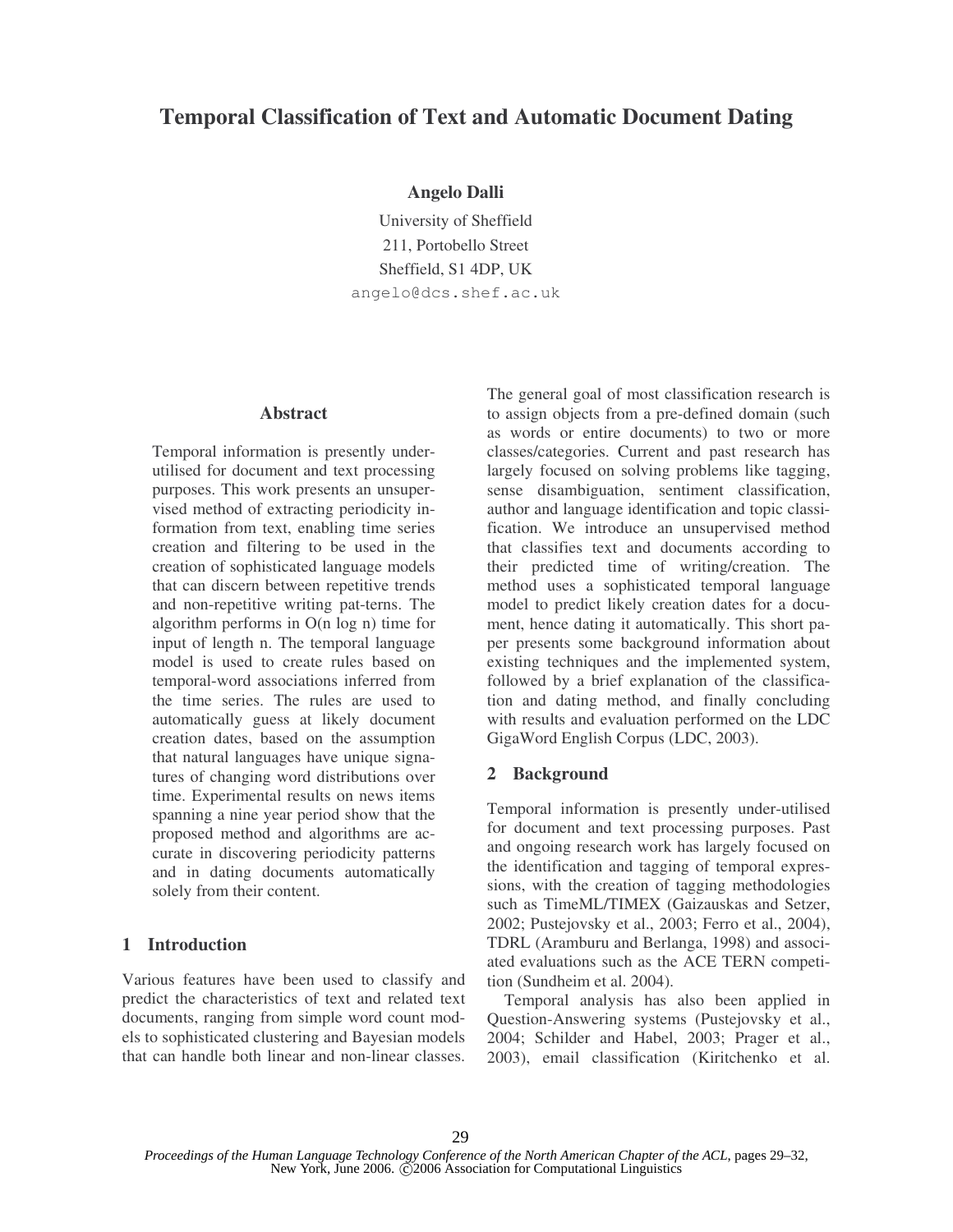# Temporal Classification of Text and Automatic Document Dating

**Angelo Dalli**

University of Sheffield
211, Portobello Street
Sheffield, S1 4DP, UK
angelo@dcs.shef.ac.uk

## Abstract

Temporal information is presently under-utilised for document and text processing purposes. This work presents an unsupervised method of extracting periodicity information from text, enabling time series creation and filtering to be used in the creation of sophisticated language models that can discern between repetitive trends and non-repetitive writing pat-terns. The algorithm performs in O(n log n) time for input of length n. The temporal language model is used to create rules based on temporal-word associations inferred from the time series. The rules are used to automatically guess at likely document creation dates, based on the assumption that natural languages have unique signatures of changing word distributions over time. Experimental results on news items spanning a nine year period show that the proposed method and algorithms are accurate in discovering periodicity patterns and in dating documents automatically solely from their content.

## 1 Introduction

Various features have been used to classify and predict the characteristics of text and related text documents, ranging from simple word count models to sophisticated clustering and Bayesian models that can handle both linear and non-linear classes. The general goal of most classification research is to assign objects from a pre-defined domain (such as words or entire documents) to two or more classes/categories. Current and past research has largely focused on solving problems like tagging, sense disambiguation, sentiment classification, author and language identification and topic classification. We introduce an unsupervised method that classifies text and documents according to their predicted time of writing/creation. The method uses a sophisticated temporal language model to predict likely creation dates for a document, hence dating it automatically. This short paper presents some background information about existing techniques and the implemented system, followed by a brief explanation of the classification and dating method, and finally concluding with results and evaluation performed on the LDC GigaWord English Corpus (LDC, 2003).

## 2 Background

Temporal information is presently under-utilised for document and text processing purposes. Past and ongoing research work has largely focused on the identification and tagging of temporal expressions, with the creation of tagging methodologies such as TimeML/TIMEX (Gaizauskas and Setzer, 2002; Pustejovsky et al., 2003; Ferro et al., 2004), TDRL (Aramburu and Berlanga, 1998) and associated evaluations such as the ACE TERN competition (Sundheim et al. 2004).

Temporal analysis has also been applied in Question-Answering systems (Pustejovsky et al., 2004; Schilder and Habel, 2003; Prager et al., 2003), email classification (Kiritchenko et al.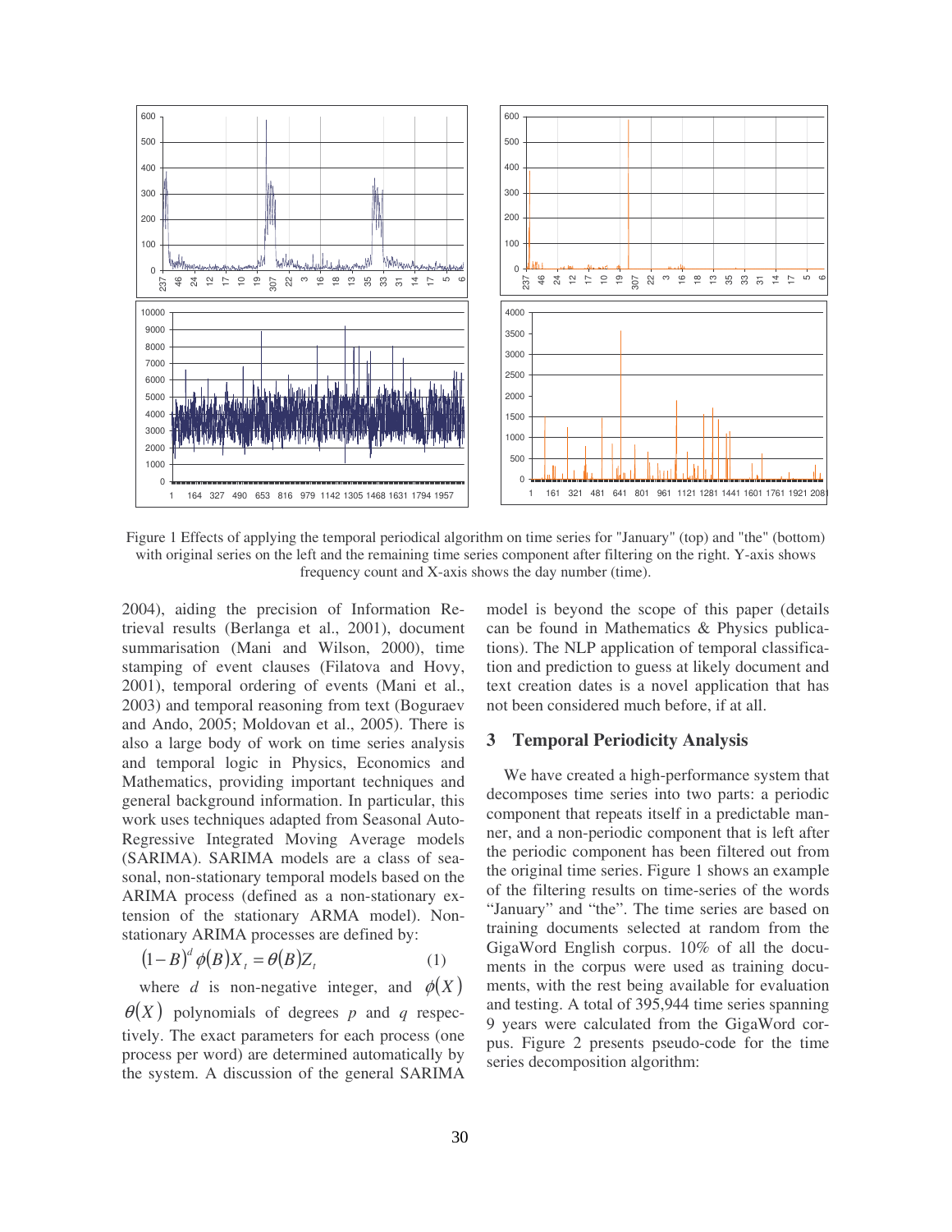Figure 1 Effects of applying the temporal periodical algorithm on time series for "January" (top) and "the" (bottom) with original series on the left and the remaining time series component after filtering on the right. Y-axis shows frequency count and X-axis shows the day number (time).

2004), aiding the precision of Information Retrieval results (Berlanga et al., 2001), document summarisation (Mani and Wilson, 2000), time stamping of event clauses (Filatova and Hovy, 2001), temporal ordering of events (Mani et al., 2003) and temporal reasoning from text (Boguraev and Ando, 2005; Moldovan et al., 2005). There is also a large body of work on time series analysis and temporal logic in Physics, Economics and Mathematics, providing important techniques and general background information. In particular, this work uses techniques adapted from Seasonal Auto-Regressive Integrated Moving Average models (SARIMA). SARIMA models are a class of seasonal, non-stationary temporal models based on the ARIMA process (defined as a non-stationary extension of the stationary ARMA model). Non-stationary ARIMA processes are defined by:

$$(1-B)^d \phi(B) X_t = \theta(B) Z_t \quad (1)$$

where $d$ is non-negative integer, and $\phi(X)$ $\theta(X)$ polynomials of degrees $p$ and $q$ respectively. The exact parameters for each process (one process per word) are determined automatically by the system. A discussion of the general SARIMA model is beyond the scope of this paper (details can be found in Mathematics & Physics publications). The NLP application of temporal classification and prediction to guess at likely document and text creation dates is a novel application that has not been considered much before, if at all.

## 3 Temporal Periodicity Analysis

We have created a high-performance system that decomposes time series into two parts: a periodic component that repeats itself in a predictable manner, and a non-periodic component that is left after the periodic component has been filtered out from the original time series. Figure 1 shows an example of the filtering results on time-series of the words "January" and "the". The time series are based on training documents selected at random from the GigaWord English corpus. 10% of all the documents in the corpus were used as training documents, with the rest being available for evaluation and testing. A total of 395,944 time series spanning 9 years were calculated from the GigaWord corpus. Figure 2 presents pseudo-code for the time series decomposition algorithm: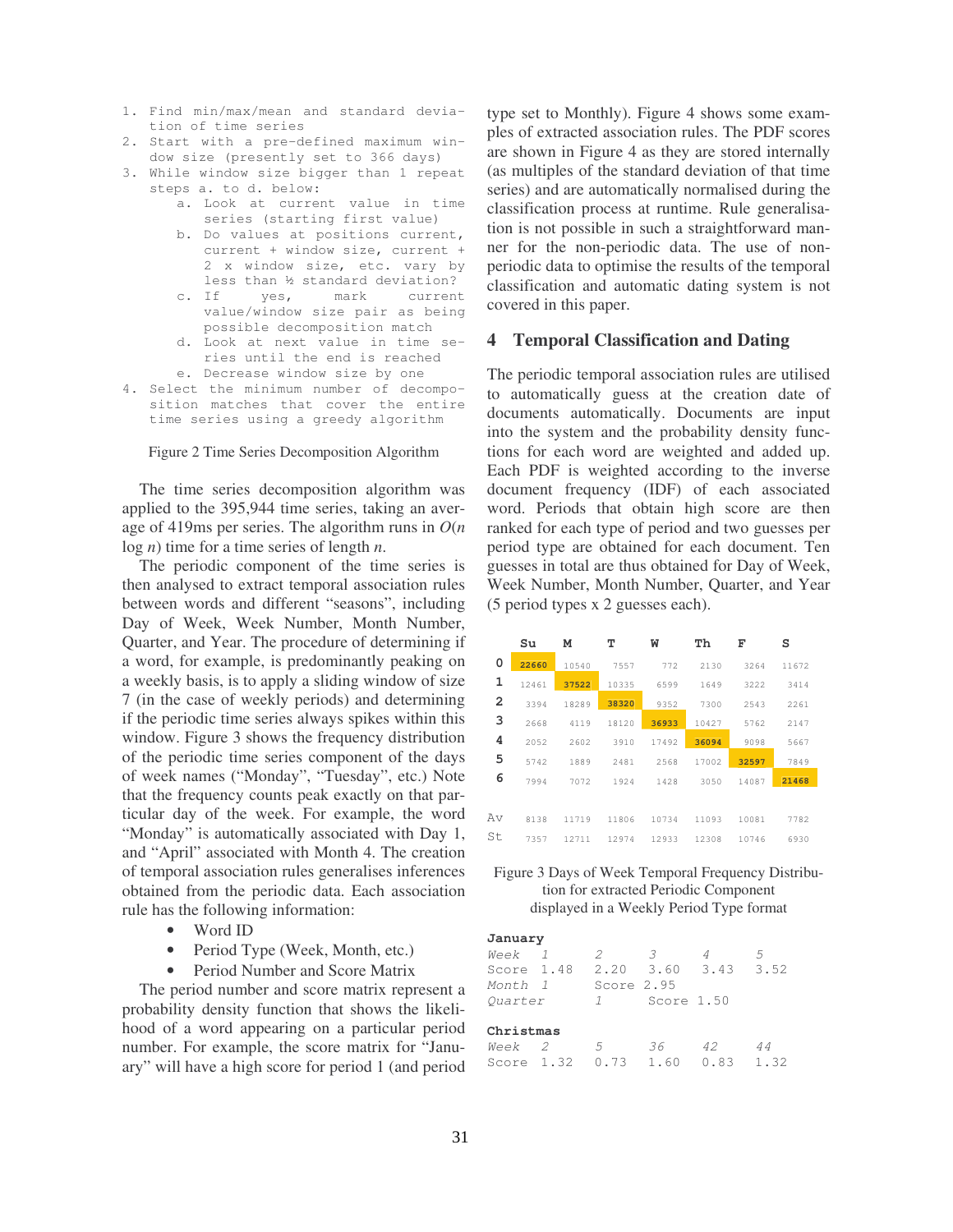1. Find min/max/mean and standard deviation of time series
2. Start with a pre-defined maximum window size (presently set to 366 days)
3. While window size bigger than 1 repeat steps a. to d. below:
    a. Look at current value in time series (starting first value)
    b. Do values at positions current, current + window size, current + 2 x window size, etc. vary by less than ½ standard deviation?
    c. If yes, mark current value/window size pair as being possible decomposition match
    d. Look at next value in time series until the end is reached
    e. Decrease window size by one
4. Select the minimum number of decomposition matches that cover the entire time series using a greedy algorithm

Figure 2 Time Series Decomposition Algorithm

The time series decomposition algorithm was applied to the 395,944 time series, taking an average of 419ms per series. The algorithm runs in $O(n \log n)$ time for a time series of length $n$.

The periodic component of the time series is then analysed to extract temporal association rules between words and different "seasons", including Day of Week, Week Number, Month Number, Quarter, and Year. The procedure of determining if a word, for example, is predominantly peaking on a weekly basis, is to apply a sliding window of size 7 (in the case of weekly periods) and determining if the periodic time series always spikes within this window. Figure 3 shows the frequency distribution of the periodic time series component of the days of week names ("Monday", "Tuesday", etc.) Note that the frequency counts peak exactly on that particular day of the week. For example, the word "Monday" is automatically associated with Day 1, and "April" associated with Month 4. The creation of temporal association rules generalises inferences obtained from the periodic data. Each association rule has the following information:

- Word ID
- Period Type (Week, Month, etc.)
- Period Number and Score Matrix

The period number and score matrix represent a probability density function that shows the likelihood of a word appearing on a particular period number. For example, the score matrix for "January" will have a high score for period 1 (and period type set to Monthly). Figure 4 shows some examples of extracted association rules. The PDF scores are shown in Figure 4 as they are stored internally (as multiples of the standard deviation of that time series) and are automatically normalised during the classification process at runtime. Rule generalisation is not possible in such a straightforward manner for the non-periodic data. The use of non-periodic data to optimise the results of the temporal classification and automatic dating system is not covered in this paper.

## 4 Temporal Classification and Dating

The periodic temporal association rules are utilised to automatically guess at the creation date of documents automatically. Documents are input into the system and the probability density functions for each word are weighted and added up. Each PDF is weighted according to the inverse document frequency (IDF) of each associated word. Periods that obtain high score are then ranked for each type of period and two guesses per period type are obtained for each document. Ten guesses in total are thus obtained for Day of Week, Week Number, Month Number, Quarter, and Year (5 period types x 2 guesses each).

| | Su | M | T | W | Th | F | S |
|---|---|---|---|---|---|---|---|
| 0 | **22660** | 10540 | 7557 | 772 | 2130 | 3264 | 11672 |
| 1 | 12461 | **37522** | 10335 | 6599 | 1649 | 3222 | 3414 |
| 2 | 3394 | 18289 | **38320** | 9352 | 7300 | 2543 | 2261 |
| 3 | 2668 | 4119 | 18120 | **36933** | 10427 | 5762 | 2147 |
| 4 | 2052 | 2602 | 3910 | 17492 | **36094** | 9098 | 5667 |
| 5 | 5742 | 1889 | 2481 | 2568 | 17002 | **32597** | 7849 |
| 6 | 7994 | 7072 | 1924 | 1428 | 3050 | 14087 | **21468** |
| Av | 8138 | 11719 | 11806 | 10734 | 11093 | 10081 | 7782 |
| St | 7357 | 12711 | 12974 | 12933 | 12308 | 10746 | 6930 |

Figure 3 Days of Week Temporal Frequency Distribution for extracted Periodic Component displayed in a Weekly Period Type format

**January**

| | | | | | |
|---|---|---|---|---|---|
| *Week* | *1* | *2* | *3* | *4* | *5* |
| Score | 1.48 | 2.20 | 3.60 | 3.43 | 3.52 |
| *Month* | *1* | Score 2.95 | | | |
| *Quarter* | | *1* | Score 1.50 | | |

**Christmas**

| | | | | | |
|---|---|---|---|---|---|
| *Week* | *2* | *5* | *36* | *42* | *44* |
| Score | 1.32 | 0.73 | 1.60 | 0.83 | 1.32 |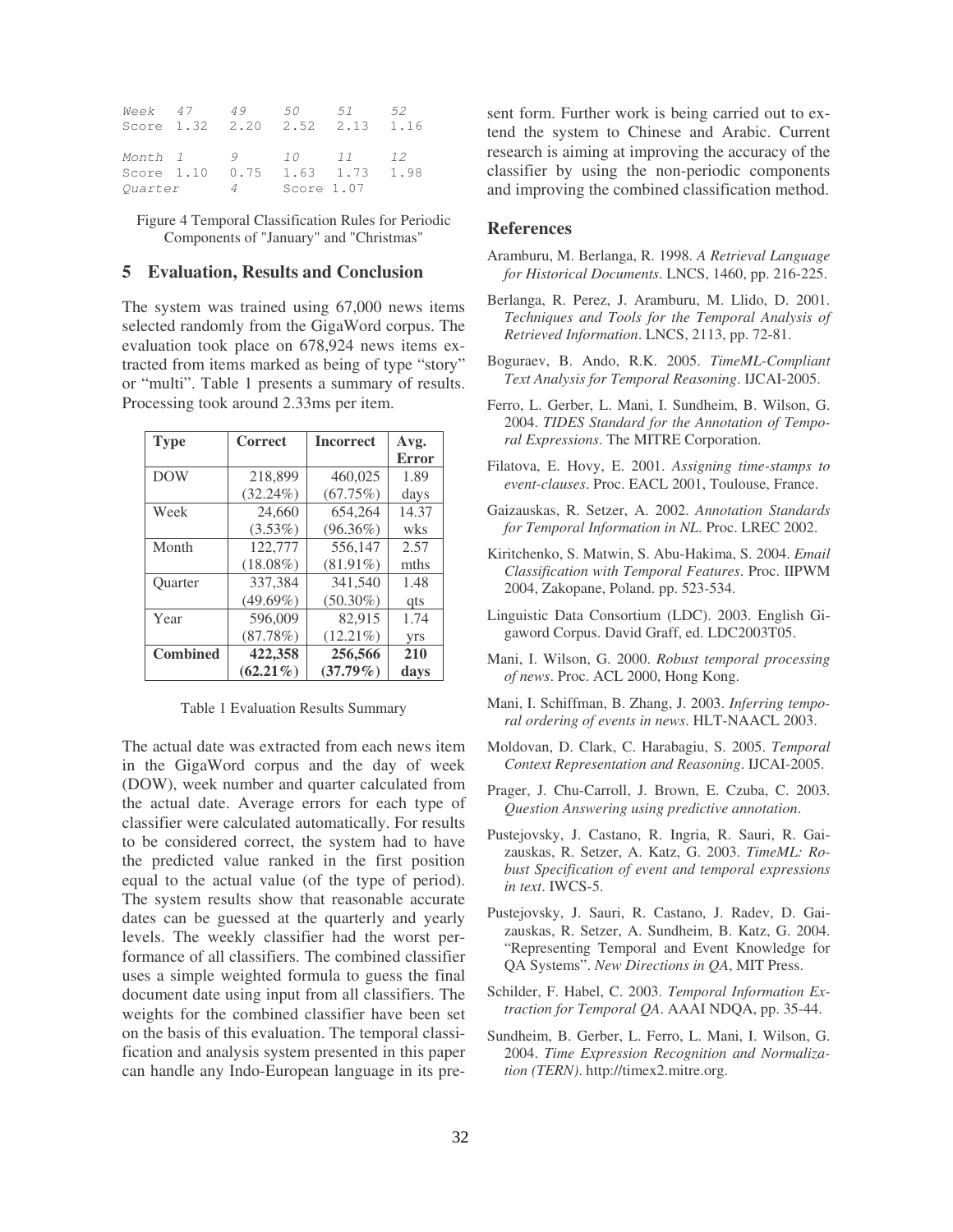```
Week  47    49    50    51    52
Score 1.32  2.20  2.52  2.13  1.16

Month 1     9     10    11    12
Score 1.10  0.75  1.63  1.73  1.98
Quarter     4     Score 1.07
```

Figure 4 Temporal Classification Rules for Periodic Components of "January" and "Christmas"

## 5 Evaluation, Results and Conclusion

The system was trained using 67,000 news items selected randomly from the GigaWord corpus. The evaluation took place on 678,924 news items extracted from items marked as being of type "story" or "multi". Table 1 presents a summary of results. Processing took around 2.33ms per item.

| Type | Correct | Incorrect | Avg. Error |
|---|---|---|---|
| DOW | 218,899 (32.24%) | 460,025 (67.75%) | 1.89 days |
| Week | 24,660 (3.53%) | 654,264 (96.36%) | 14.37 wks |
| Month | 122,777 (18.08%) | 556,147 (81.91%) | 2.57 mths |
| Quarter | 337,384 (49.69%) | 341,540 (50.30%) | 1.48 qts |
| Year | 596,009 (87.78%) | 82,915 (12.21%) | 1.74 yrs |
| **Combined** | **422,358 (62.21%)** | **256,566 (37.79%)** | **210 days** |

Table 1 Evaluation Results Summary

The actual date was extracted from each news item in the GigaWord corpus and the day of week (DOW), week number and quarter calculated from the actual date. Average errors for each type of classifier were calculated automatically. For results to be considered correct, the system had to have the predicted value ranked in the first position equal to the actual value (of the type of period). The system results show that reasonable accurate dates can be guessed at the quarterly and yearly levels. The weekly classifier had the worst performance of all classifiers. The combined classifier uses a simple weighted formula to guess the final document date using input from all classifiers. The weights for the combined classifier have been set on the basis of this evaluation. The temporal classification and analysis system presented in this paper can handle any Indo-European language in its present form. Further work is being carried out to extend the system to Chinese and Arabic. Current research is aiming at improving the accuracy of the classifier by using the non-periodic components and improving the combined classification method.

## References

Aramburu, M. Berlanga, R. 1998. *A Retrieval Language for Historical Documents*. LNCS, 1460, pp. 216-225.

Berlanga, R. Perez, J. Aramburu, M. Llido, D. 2001. *Techniques and Tools for the Temporal Analysis of Retrieved Information*. LNCS, 2113, pp. 72-81.

Boguraev, B. Ando, R.K. 2005. *TimeML-Compliant Text Analysis for Temporal Reasoning*. IJCAI-2005.

Ferro, L. Gerber, L. Mani, I. Sundheim, B. Wilson, G. 2004. *TIDES Standard for the Annotation of Temporal Expressions*. The MITRE Corporation.

Filatova, E. Hovy, E. 2001. *Assigning time-stamps to event-clauses*. Proc. EACL 2001, Toulouse, France.

Gaizauskas, R. Setzer, A. 2002. *Annotation Standards for Temporal Information in NL*. Proc. LREC 2002.

Kiritchenko, S. Matwin, S. Abu-Hakima, S. 2004. *Email Classification with Temporal Features*. Proc. IIPWM 2004, Zakopane, Poland. pp. 523-534.

Linguistic Data Consortium (LDC). 2003. English Gigaword Corpus. David Graff, ed. LDC2003T05.

Mani, I. Wilson, G. 2000. *Robust temporal processing of news*. Proc. ACL 2000, Hong Kong.

Mani, I. Schiffman, B. Zhang, J. 2003. *Inferring temporal ordering of events in news*. HLT-NAACL 2003.

Moldovan, D. Clark, C. Harabagiu, S. 2005. *Temporal Context Representation and Reasoning*. IJCAI-2005.

Prager, J. Chu-Carroll, J. Brown, E. Czuba, C. 2003. *Question Answering using predictive annotation*.

Pustejovsky, J. Castano, R. Ingria, R. Sauri, R. Gaizauskas, R. Setzer, A. Katz, G. 2003. *TimeML: Robust Specification of event and temporal expressions in text*. IWCS-5.

Pustejovsky, J. Sauri, R. Castano, J. Radev, D. Gaizauskas, R. Setzer, A. Sundheim, B. Katz, G. 2004. "Representing Temporal and Event Knowledge for QA Systems". *New Directions in QA*, MIT Press.

Schilder, F. Habel, C. 2003. *Temporal Information Extraction for Temporal QA*. AAAI NDQA, pp. 35-44.

Sundheim, B. Gerber, L. Ferro, L. Mani, I. Wilson, G. 2004. *Time Expression Recognition and Normalization (TERN)*. http://timex2.mitre.org.